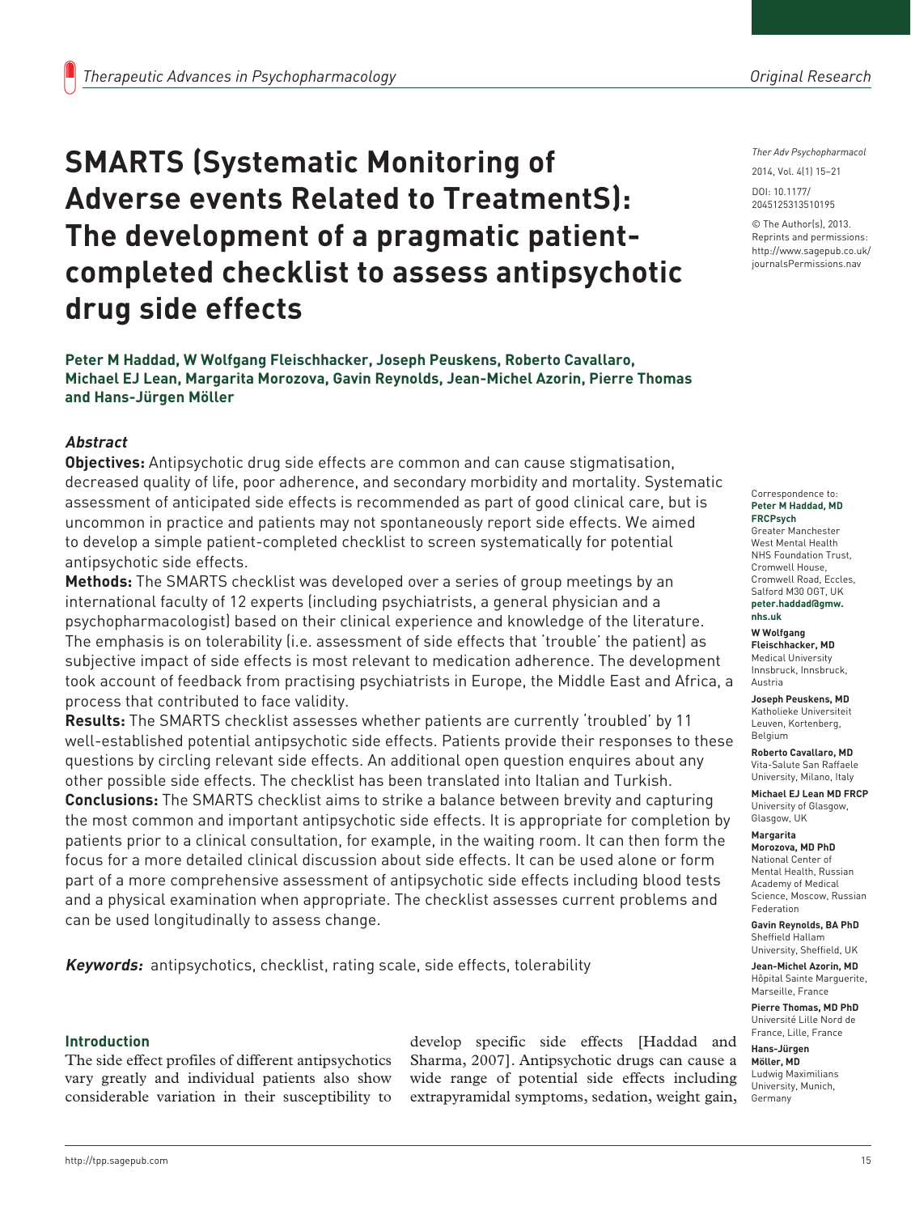# SMARTS (Systematic Monitoring of Adverse events Related to TreatmentS): The development of a pragmatic patient-completed checklist to assess antipsychotic drug side effects

*Ther Adv Psychopharmacol*

2014, Vol. 4(1) 15–21

DOI: 10.1177/2045125313510195

© The Author(s), 2013. Reprints and permissions: http://www.sagepub.co.uk/journalsPermissions.nav

**Peter M Haddad, W Wolfgang Fleischhacker, Joseph Peuskens, Roberto Cavallaro, Michael EJ Lean, Margarita Morozova, Gavin Reynolds, Jean-Michel Azorin, Pierre Thomas and Hans-Jürgen Möller**

### *Abstract*

**Objectives:** Antipsychotic drug side effects are common and can cause stigmatisation, decreased quality of life, poor adherence, and secondary morbidity and mortality. Systematic assessment of anticipated side effects is recommended as part of good clinical care, but is uncommon in practice and patients may not spontaneously report side effects. We aimed to develop a simple patient-completed checklist to screen systematically for potential antipsychotic side effects.

**Methods:** The SMARTS checklist was developed over a series of group meetings by an international faculty of 12 experts (including psychiatrists, a general physician and a psychopharmacologist) based on their clinical experience and knowledge of the literature. The emphasis is on tolerability (i.e. assessment of side effects that 'trouble' the patient) as subjective impact of side effects is most relevant to medication adherence. The development took account of feedback from practising psychiatrists in Europe, the Middle East and Africa, a process that contributed to face validity.

**Results:** The SMARTS checklist assesses whether patients are currently 'troubled' by 11 well-established potential antipsychotic side effects. Patients provide their responses to these questions by circling relevant side effects. An additional open question enquires about any other possible side effects. The checklist has been translated into Italian and Turkish.

**Conclusions:** The SMARTS checklist aims to strike a balance between brevity and capturing the most common and important antipsychotic side effects. It is appropriate for completion by patients prior to a clinical consultation, for example, in the waiting room. It can then form the focus for a more detailed clinical discussion about side effects. It can be used alone or form part of a more comprehensive assessment of antipsychotic side effects including blood tests and a physical examination when appropriate. The checklist assesses current problems and can be used longitudinally to assess change.

***Keywords:*** antipsychotics, checklist, rating scale, side effects, tolerability

Correspondence to:
**Peter M Haddad, MD FRCPsych**
Greater Manchester West Mental Health NHS Foundation Trust, Cromwell House, Cromwell Road, Eccles, Salford M30 0GT, UK
**peter.haddad@gmw.nhs.uk**

**W Wolfgang Fleischhacker, MD**
Medical University Innsbruck, Innsbruck, Austria

**Joseph Peuskens, MD**
Katholieke Universiteit Leuven, Kortenberg, Belgium

**Roberto Cavallaro, MD**
Vita-Salute San Raffaele University, Milano, Italy

**Michael EJ Lean MD FRCP**
University of Glasgow, Glasgow, UK

**Margarita Morozova, MD PhD**
National Center of Mental Health, Russian Academy of Medical Science, Moscow, Russian Federation

**Gavin Reynolds, BA PhD**
Sheffield Hallam University, Sheffield, UK

**Jean-Michel Azorin, MD**
Hôpital Sainte Marguerite, Marseille, France

**Pierre Thomas, MD PhD**
Université Lille Nord de France, Lille, France

**Hans-Jürgen Möller, MD**
Ludwig Maximilians University, Munich, Germany

## Introduction

The side effect profiles of different antipsychotics vary greatly and individual patients also show considerable variation in their susceptibility to develop specific side effects [Haddad and Sharma, 2007]. Antipsychotic drugs can cause a wide range of potential side effects including extrapyramidal symptoms, sedation, weight gain,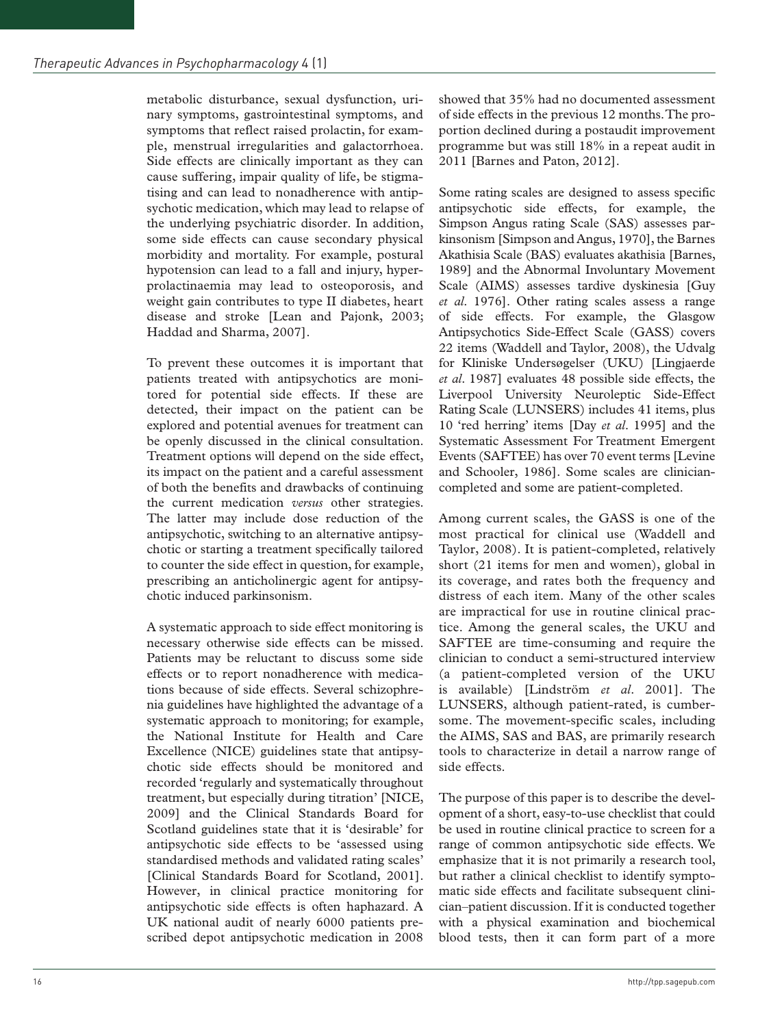metabolic disturbance, sexual dysfunction, urinary symptoms, gastrointestinal symptoms, and symptoms that reflect raised prolactin, for example, menstrual irregularities and galactorrhoea. Side effects are clinically important as they can cause suffering, impair quality of life, be stigmatising and can lead to nonadherence with antipsychotic medication, which may lead to relapse of the underlying psychiatric disorder. In addition, some side effects can cause secondary physical morbidity and mortality. For example, postural hypotension can lead to a fall and injury, hyperprolactinaemia may lead to osteoporosis, and weight gain contributes to type II diabetes, heart disease and stroke [Lean and Pajonk, 2003; Haddad and Sharma, 2007].

To prevent these outcomes it is important that patients treated with antipsychotics are monitored for potential side effects. If these are detected, their impact on the patient can be explored and potential avenues for treatment can be openly discussed in the clinical consultation. Treatment options will depend on the side effect, its impact on the patient and a careful assessment of both the benefits and drawbacks of continuing the current medication *versus* other strategies. The latter may include dose reduction of the antipsychotic, switching to an alternative antipsychotic or starting a treatment specifically tailored to counter the side effect in question, for example, prescribing an anticholinergic agent for antipsychotic induced parkinsonism.

A systematic approach to side effect monitoring is necessary otherwise side effects can be missed. Patients may be reluctant to discuss some side effects or to report nonadherence with medications because of side effects. Several schizophrenia guidelines have highlighted the advantage of a systematic approach to monitoring; for example, the National Institute for Health and Care Excellence (NICE) guidelines state that antipsychotic side effects should be monitored and recorded 'regularly and systematically throughout treatment, but especially during titration' [NICE, 2009] and the Clinical Standards Board for Scotland guidelines state that it is 'desirable' for antipsychotic side effects to be 'assessed using standardised methods and validated rating scales' [Clinical Standards Board for Scotland, 2001]. However, in clinical practice monitoring for antipsychotic side effects is often haphazard. A UK national audit of nearly 6000 patients prescribed depot antipsychotic medication in 2008 showed that 35% had no documented assessment of side effects in the previous 12 months. The proportion declined during a postaudit improvement programme but was still 18% in a repeat audit in 2011 [Barnes and Paton, 2012].

Some rating scales are designed to assess specific antipsychotic side effects, for example, the Simpson Angus rating Scale (SAS) assesses parkinsonism [Simpson and Angus, 1970], the Barnes Akathisia Scale (BAS) evaluates akathisia [Barnes, 1989] and the Abnormal Involuntary Movement Scale (AIMS) assesses tardive dyskinesia [Guy *et al.* 1976]. Other rating scales assess a range of side effects. For example, the Glasgow Antipsychotics Side-Effect Scale (GASS) covers 22 items (Waddell and Taylor, 2008), the Udvalg for Kliniske Undersøgelser (UKU) [Lingjaerde *et al.* 1987] evaluates 48 possible side effects, the Liverpool University Neuroleptic Side-Effect Rating Scale (LUNSERS) includes 41 items, plus 10 'red herring' items [Day *et al.* 1995] and the Systematic Assessment For Treatment Emergent Events (SAFTEE) has over 70 event terms [Levine and Schooler, 1986]. Some scales are clinician-completed and some are patient-completed.

Among current scales, the GASS is one of the most practical for clinical use (Waddell and Taylor, 2008). It is patient-completed, relatively short (21 items for men and women), global in its coverage, and rates both the frequency and distress of each item. Many of the other scales are impractical for use in routine clinical practice. Among the general scales, the UKU and SAFTEE are time-consuming and require the clinician to conduct a semi-structured interview (a patient-completed version of the UKU is available) [Lindström *et al.* 2001]. The LUNSERS, although patient-rated, is cumbersome. The movement-specific scales, including the AIMS, SAS and BAS, are primarily research tools to characterize in detail a narrow range of side effects.

The purpose of this paper is to describe the development of a short, easy-to-use checklist that could be used in routine clinical practice to screen for a range of common antipsychotic side effects. We emphasize that it is not primarily a research tool, but rather a clinical checklist to identify symptomatic side effects and facilitate subsequent clinician–patient discussion. If it is conducted together with a physical examination and biochemical blood tests, then it can form part of a more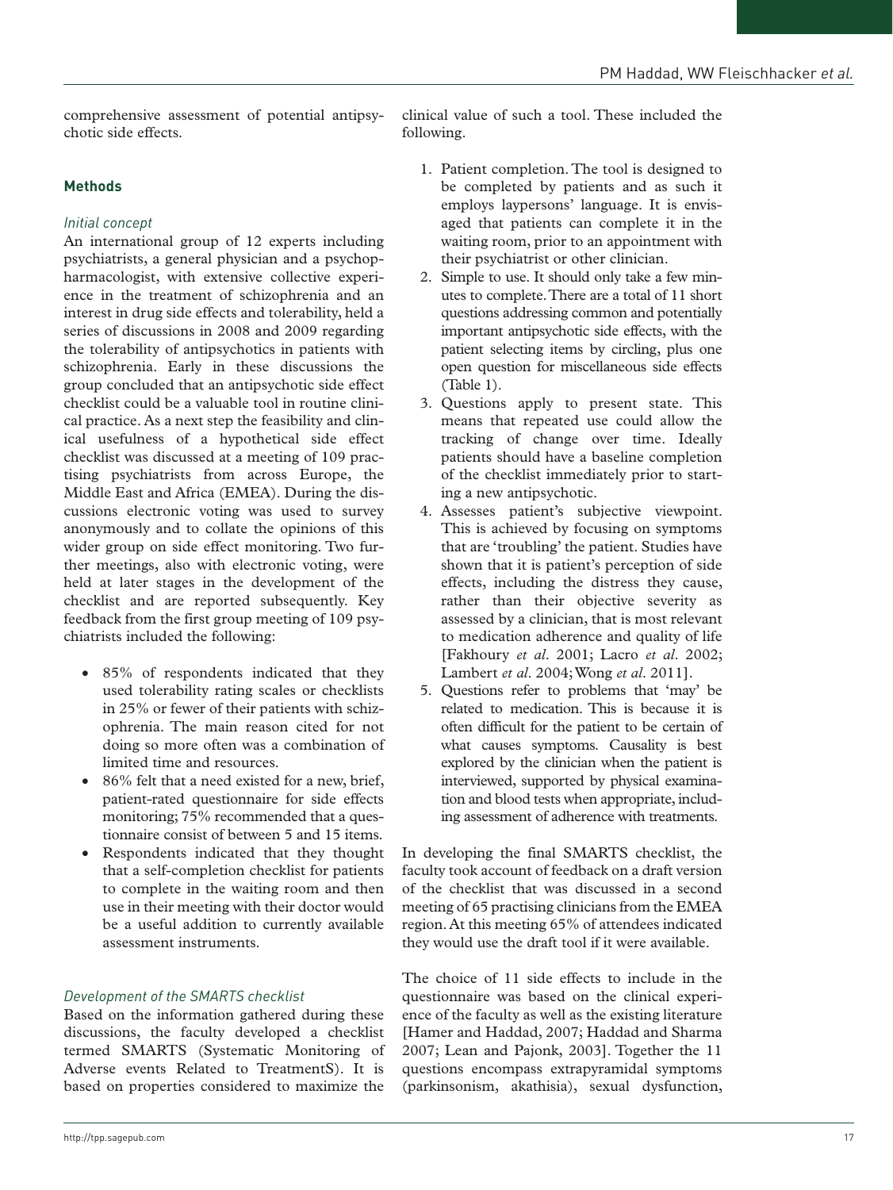comprehensive assessment of potential antipsychotic side effects.

## Methods

### *Initial concept*

An international group of 12 experts including psychiatrists, a general physician and a psychopharmacologist, with extensive collective experience in the treatment of schizophrenia and an interest in drug side effects and tolerability, held a series of discussions in 2008 and 2009 regarding the tolerability of antipsychotics in patients with schizophrenia. Early in these discussions the group concluded that an antipsychotic side effect checklist could be a valuable tool in routine clinical practice. As a next step the feasibility and clinical usefulness of a hypothetical side effect checklist was discussed at a meeting of 109 practising psychiatrists from across Europe, the Middle East and Africa (EMEA). During the discussions electronic voting was used to survey anonymously and to collate the opinions of this wider group on side effect monitoring. Two further meetings, also with electronic voting, were held at later stages in the development of the checklist and are reported subsequently. Key feedback from the first group meeting of 109 psychiatrists included the following:

- 85% of respondents indicated that they used tolerability rating scales or checklists in 25% or fewer of their patients with schizophrenia. The main reason cited for not doing so more often was a combination of limited time and resources.
- 86% felt that a need existed for a new, brief, patient-rated questionnaire for side effects monitoring; 75% recommended that a questionnaire consist of between 5 and 15 items.
- Respondents indicated that they thought that a self-completion checklist for patients to complete in the waiting room and then use in their meeting with their doctor would be a useful addition to currently available assessment instruments.

### *Development of the SMARTS checklist*

Based on the information gathered during these discussions, the faculty developed a checklist termed SMARTS (Systematic Monitoring of Adverse events Related to TreatmentS). It is based on properties considered to maximize the clinical value of such a tool. These included the following.

1. Patient completion. The tool is designed to be completed by patients and as such it employs laypersons' language. It is envisaged that patients can complete it in the waiting room, prior to an appointment with their psychiatrist or other clinician.
2. Simple to use. It should only take a few minutes to complete. There are a total of 11 short questions addressing common and potentially important antipsychotic side effects, with the patient selecting items by circling, plus one open question for miscellaneous side effects (Table 1).
3. Questions apply to present state. This means that repeated use could allow the tracking of change over time. Ideally patients should have a baseline completion of the checklist immediately prior to starting a new antipsychotic.
4. Assesses patient's subjective viewpoint. This is achieved by focusing on symptoms that are 'troubling' the patient. Studies have shown that it is patient's perception of side effects, including the distress they cause, rather than their objective severity as assessed by a clinician, that is most relevant to medication adherence and quality of life [Fakhoury *et al*. 2001; Lacro *et al*. 2002; Lambert *et al*. 2004; Wong *et al*. 2011].
5. Questions refer to problems that 'may' be related to medication. This is because it is often difficult for the patient to be certain of what causes symptoms. Causality is best explored by the clinician when the patient is interviewed, supported by physical examination and blood tests when appropriate, including assessment of adherence with treatments.

In developing the final SMARTS checklist, the faculty took account of feedback on a draft version of the checklist that was discussed in a second meeting of 65 practising clinicians from the EMEA region. At this meeting 65% of attendees indicated they would use the draft tool if it were available.

The choice of 11 side effects to include in the questionnaire was based on the clinical experience of the faculty as well as the existing literature [Hamer and Haddad, 2007; Haddad and Sharma 2007; Lean and Pajonk, 2003]. Together the 11 questions encompass extrapyramidal symptoms (parkinsonism, akathisia), sexual dysfunction,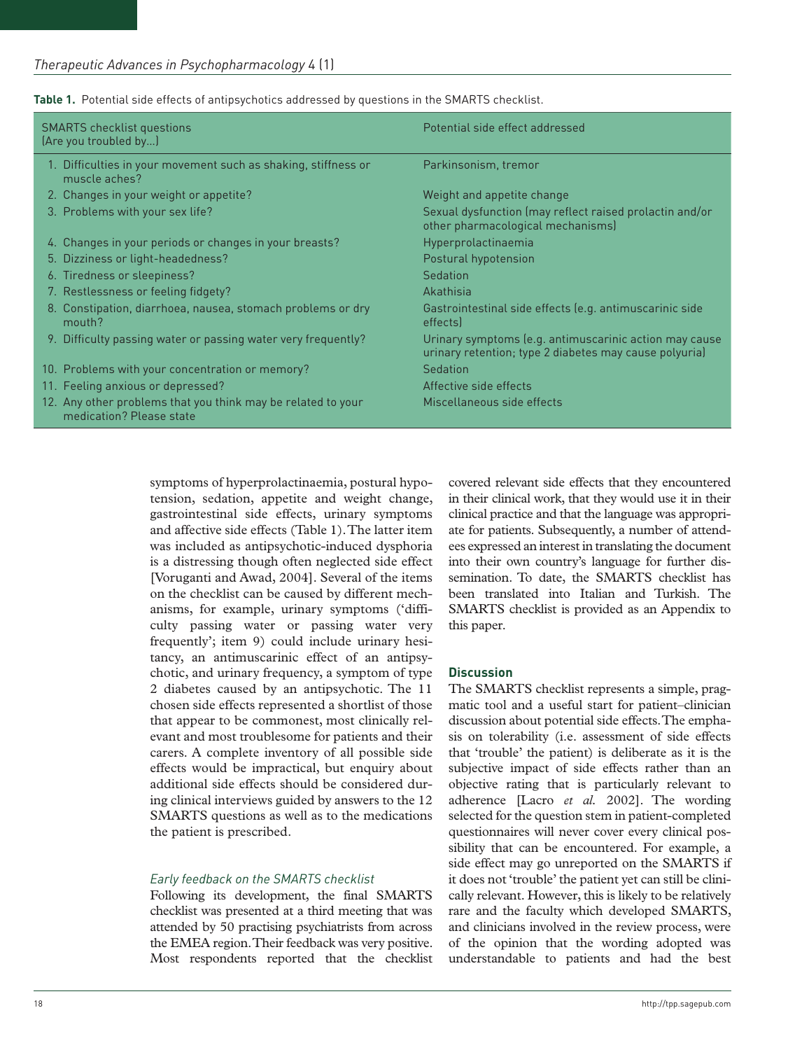**Table 1.** Potential side effects of antipsychotics addressed by questions in the SMARTS checklist.

| SMARTS checklist questions (Are you troubled by…) | Potential side effect addressed |
|---|---|
| 1. Difficulties in your movement such as shaking, stiffness or muscle aches? | Parkinsonism, tremor |
| 2. Changes in your weight or appetite? | Weight and appetite change |
| 3. Problems with your sex life? | Sexual dysfunction (may reflect raised prolactin and/or other pharmacological mechanisms) |
| 4. Changes in your periods or changes in your breasts? | Hyperprolactinaemia |
| 5. Dizziness or light-headedness? | Postural hypotension |
| 6. Tiredness or sleepiness? | Sedation |
| 7. Restlessness or feeling fidgety? | Akathisia |
| 8. Constipation, diarrhoea, nausea, stomach problems or dry mouth? | Gastrointestinal side effects (e.g. antimuscarinic side effects) |
| 9. Difficulty passing water or passing water very frequently? | Urinary symptoms (e.g. antimuscarinic action may cause urinary retention; type 2 diabetes may cause polyuria) |
| 10. Problems with your concentration or memory? | Sedation |
| 11. Feeling anxious or depressed? | Affective side effects |
| 12. Any other problems that you think may be related to your medication? Please state | Miscellaneous side effects |

symptoms of hyperprolactinaemia, postural hypotension, sedation, appetite and weight change, gastrointestinal side effects, urinary symptoms and affective side effects (Table 1). The latter item was included as antipsychotic-induced dysphoria is a distressing though often neglected side effect [Voruganti and Awad, 2004]. Several of the items on the checklist can be caused by different mechanisms, for example, urinary symptoms ('difficulty passing water or passing water very frequently'; item 9) could include urinary hesitancy, an antimuscarinic effect of an antipsychotic, and urinary frequency, a symptom of type 2 diabetes caused by an antipsychotic. The 11 chosen side effects represented a shortlist of those that appear to be commonest, most clinically relevant and most troublesome for patients and their carers. A complete inventory of all possible side effects would be impractical, but enquiry about additional side effects should be considered during clinical interviews guided by answers to the 12 SMARTS questions as well as to the medications the patient is prescribed.

### *Early feedback on the SMARTS checklist*

Following its development, the final SMARTS checklist was presented at a third meeting that was attended by 50 practising psychiatrists from across the EMEA region. Their feedback was very positive. Most respondents reported that the checklist covered relevant side effects that they encountered in their clinical work, that they would use it in their clinical practice and that the language was appropriate for patients. Subsequently, a number of attendees expressed an interest in translating the document into their own country's language for further dissemination. To date, the SMARTS checklist has been translated into Italian and Turkish. The SMARTS checklist is provided as an Appendix to this paper.

## Discussion

The SMARTS checklist represents a simple, pragmatic tool and a useful start for patient–clinician discussion about potential side effects. The emphasis on tolerability (i.e. assessment of side effects that 'trouble' the patient) is deliberate as it is the subjective impact of side effects rather than an objective rating that is particularly relevant to adherence [Lacro *et al.* 2002]. The wording selected for the question stem in patient-completed questionnaires will never cover every clinical possibility that can be encountered. For example, a side effect may go unreported on the SMARTS if it does not 'trouble' the patient yet can still be clinically relevant. However, this is likely to be relatively rare and the faculty which developed SMARTS, and clinicians involved in the review process, were of the opinion that the wording adopted was understandable to patients and had the best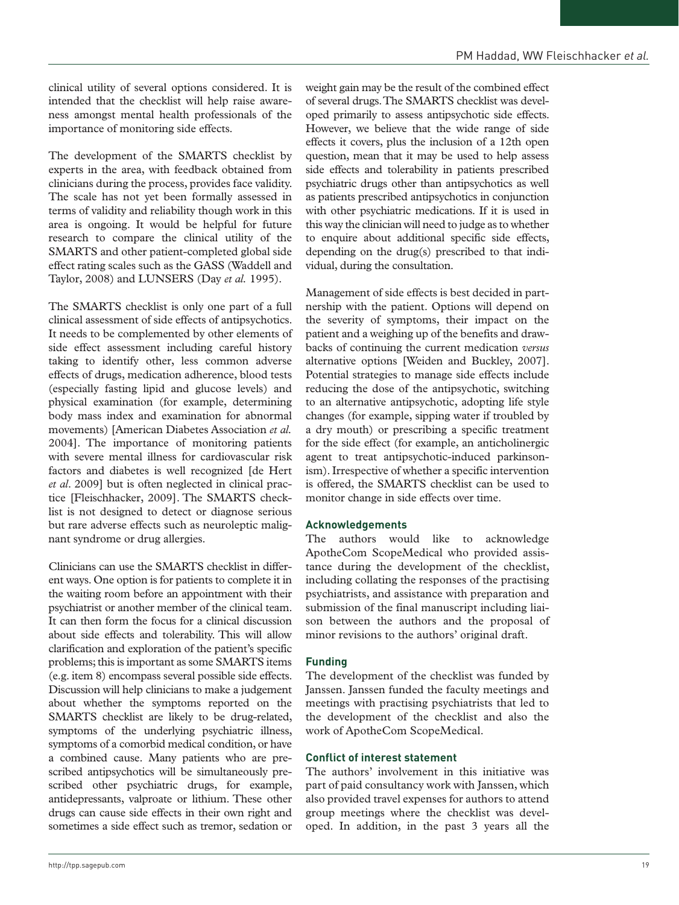clinical utility of several options considered. It is intended that the checklist will help raise awareness amongst mental health professionals of the importance of monitoring side effects.

The development of the SMARTS checklist by experts in the area, with feedback obtained from clinicians during the process, provides face validity. The scale has not yet been formally assessed in terms of validity and reliability though work in this area is ongoing. It would be helpful for future research to compare the clinical utility of the SMARTS and other patient-completed global side effect rating scales such as the GASS (Waddell and Taylor, 2008) and LUNSERS (Day *et al.* 1995).

The SMARTS checklist is only one part of a full clinical assessment of side effects of antipsychotics. It needs to be complemented by other elements of side effect assessment including careful history taking to identify other, less common adverse effects of drugs, medication adherence, blood tests (especially fasting lipid and glucose levels) and physical examination (for example, determining body mass index and examination for abnormal movements) [American Diabetes Association *et al.* 2004]. The importance of monitoring patients with severe mental illness for cardiovascular risk factors and diabetes is well recognized [de Hert *et al*. 2009] but is often neglected in clinical practice [Fleischhacker, 2009]. The SMARTS checklist is not designed to detect or diagnose serious but rare adverse effects such as neuroleptic malignant syndrome or drug allergies.

Clinicians can use the SMARTS checklist in different ways. One option is for patients to complete it in the waiting room before an appointment with their psychiatrist or another member of the clinical team. It can then form the focus for a clinical discussion about side effects and tolerability. This will allow clarification and exploration of the patient's specific problems; this is important as some SMARTS items (e.g. item 8) encompass several possible side effects. Discussion will help clinicians to make a judgement about whether the symptoms reported on the SMARTS checklist are likely to be drug-related, symptoms of the underlying psychiatric illness, symptoms of a comorbid medical condition, or have a combined cause. Many patients who are prescribed antipsychotics will be simultaneously prescribed other psychiatric drugs, for example, antidepressants, valproate or lithium. These other drugs can cause side effects in their own right and sometimes a side effect such as tremor, sedation or weight gain may be the result of the combined effect of several drugs. The SMARTS checklist was developed primarily to assess antipsychotic side effects. However, we believe that the wide range of side effects it covers, plus the inclusion of a 12th open question, mean that it may be used to help assess side effects and tolerability in patients prescribed psychiatric drugs other than antipsychotics as well as patients prescribed antipsychotics in conjunction with other psychiatric medications. If it is used in this way the clinician will need to judge as to whether to enquire about additional specific side effects, depending on the drug(s) prescribed to that individual, during the consultation.

Management of side effects is best decided in partnership with the patient. Options will depend on the severity of symptoms, their impact on the patient and a weighing up of the benefits and drawbacks of continuing the current medication *versus* alternative options [Weiden and Buckley, 2007]. Potential strategies to manage side effects include reducing the dose of the antipsychotic, switching to an alternative antipsychotic, adopting life style changes (for example, sipping water if troubled by a dry mouth) or prescribing a specific treatment for the side effect (for example, an anticholinergic agent to treat antipsychotic-induced parkinsonism). Irrespective of whether a specific intervention is offered, the SMARTS checklist can be used to monitor change in side effects over time.

## Acknowledgements

The authors would like to acknowledge ApotheCom ScopeMedical who provided assistance during the development of the checklist, including collating the responses of the practising psychiatrists, and assistance with preparation and submission of the final manuscript including liaison between the authors and the proposal of minor revisions to the authors' original draft.

## Funding

The development of the checklist was funded by Janssen. Janssen funded the faculty meetings and meetings with practising psychiatrists that led to the development of the checklist and also the work of ApotheCom ScopeMedical.

## Conflict of interest statement

The authors' involvement in this initiative was part of paid consultancy work with Janssen, which also provided travel expenses for authors to attend group meetings where the checklist was developed. In addition, in the past 3 years all the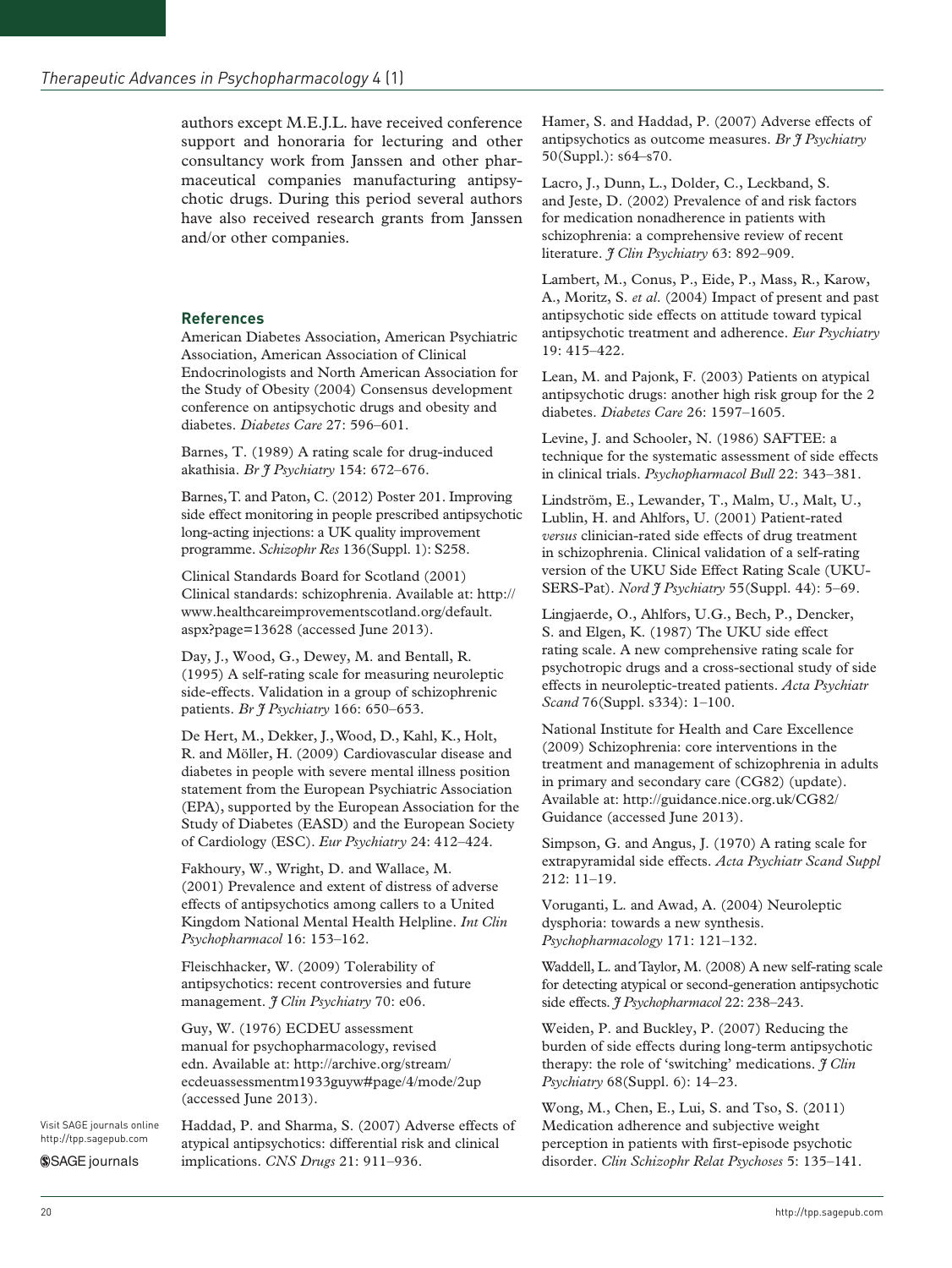authors except M.E.J.L. have received conference support and honoraria for lecturing and other consultancy work from Janssen and other pharmaceutical companies manufacturing antipsychotic drugs. During this period several authors have also received research grants from Janssen and/or other companies.

## References

American Diabetes Association, American Psychiatric Association, American Association of Clinical Endocrinologists and North American Association for the Study of Obesity (2004) Consensus development conference on antipsychotic drugs and obesity and diabetes. *Diabetes Care* 27: 596–601.

Barnes, T. (1989) A rating scale for drug-induced akathisia. *Br J Psychiatry* 154: 672–676.

Barnes, T. and Paton, C. (2012) Poster 201. Improving side effect monitoring in people prescribed antipsychotic long-acting injections: a UK quality improvement programme. *Schizophr Res* 136(Suppl. 1): S258.

Clinical Standards Board for Scotland (2001) Clinical standards: schizophrenia. Available at: http://www.healthcareimprovementscotland.org/default.aspx?page=13628 (accessed June 2013).

Day, J., Wood, G., Dewey, M. and Bentall, R. (1995) A self-rating scale for measuring neuroleptic side-effects. Validation in a group of schizophrenic patients. *Br J Psychiatry* 166: 650–653.

De Hert, M., Dekker, J., Wood, D., Kahl, K., Holt, R. and Möller, H. (2009) Cardiovascular disease and diabetes in people with severe mental illness position statement from the European Psychiatric Association (EPA), supported by the European Association for the Study of Diabetes (EASD) and the European Society of Cardiology (ESC). *Eur Psychiatry* 24: 412–424.

Fakhoury, W., Wright, D. and Wallace, M. (2001) Prevalence and extent of distress of adverse effects of antipsychotics among callers to a United Kingdom National Mental Health Helpline. *Int Clin Psychopharmacol* 16: 153–162.

Fleischhacker, W. (2009) Tolerability of antipsychotics: recent controversies and future management. *J Clin Psychiatry* 70: e06.

Guy, W. (1976) ECDEU assessment manual for psychopharmacology, revised edn. Available at: http://archive.org/stream/ecdeuassessmentm1933guyw#page/4/mode/2up (accessed June 2013).

Haddad, P. and Sharma, S. (2007) Adverse effects of atypical antipsychotics: differential risk and clinical implications. *CNS Drugs* 21: 911–936.

Hamer, S. and Haddad, P. (2007) Adverse effects of antipsychotics as outcome measures. *Br J Psychiatry* 50(Suppl.): s64–s70.

Lacro, J., Dunn, L., Dolder, C., Leckband, S. and Jeste, D. (2002) Prevalence of and risk factors for medication nonadherence in patients with schizophrenia: a comprehensive review of recent literature. *J Clin Psychiatry* 63: 892–909.

Lambert, M., Conus, P., Eide, P., Mass, R., Karow, A., Moritz, S. *et al.* (2004) Impact of present and past antipsychotic side effects on attitude toward typical antipsychotic treatment and adherence. *Eur Psychiatry* 19: 415–422.

Lean, M. and Pajonk, F. (2003) Patients on atypical antipsychotic drugs: another high risk group for the 2 diabetes. *Diabetes Care* 26: 1597–1605.

Levine, J. and Schooler, N. (1986) SAFTEE: a technique for the systematic assessment of side effects in clinical trials. *Psychopharmacol Bull* 22: 343–381.

Lindström, E., Lewander, T., Malm, U., Malt, U., Lublin, H. and Ahlfors, U. (2001) Patient-rated *versus* clinician-rated side effects of drug treatment in schizophrenia. Clinical validation of a self-rating version of the UKU Side Effect Rating Scale (UKU-SERS-Pat). *Nord J Psychiatry* 55(Suppl. 44): 5–69.

Lingjaerde, O., Ahlfors, U.G., Bech, P., Dencker, S. and Elgen, K. (1987) The UKU side effect rating scale. A new comprehensive rating scale for psychotropic drugs and a cross-sectional study of side effects in neuroleptic-treated patients. *Acta Psychiatr Scand* 76(Suppl. s334): 1–100.

National Institute for Health and Care Excellence (2009) Schizophrenia: core interventions in the treatment and management of schizophrenia in adults in primary and secondary care (CG82) (update). Available at: http://guidance.nice.org.uk/CG82/Guidance (accessed June 2013).

Simpson, G. and Angus, J. (1970) A rating scale for extrapyramidal side effects. *Acta Psychiatr Scand Suppl* 212: 11–19.

Voruganti, L. and Awad, A. (2004) Neuroleptic dysphoria: towards a new synthesis. *Psychopharmacology* 171: 121–132.

Waddell, L. and Taylor, M. (2008) A new self-rating scale for detecting atypical or second-generation antipsychotic side effects. *J Psychopharmacol* 22: 238–243.

Weiden, P. and Buckley, P. (2007) Reducing the burden of side effects during long-term antipsychotic therapy: the role of 'switching' medications. *J Clin Psychiatry* 68(Suppl. 6): 14–23.

Wong, M., Chen, E., Lui, S. and Tso, S. (2011) Medication adherence and subjective weight perception in patients with first-episode psychotic disorder. *Clin Schizophr Relat Psychoses* 5: 135–141.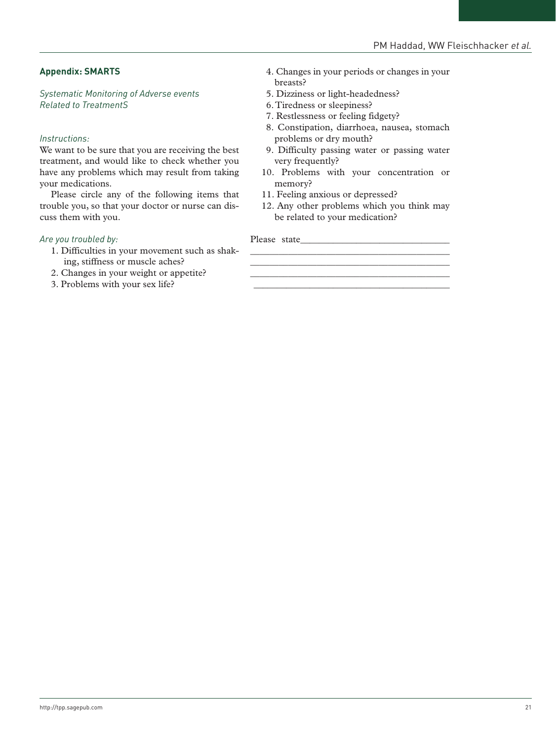## Appendix: SMARTS

*Systematic Monitoring of Adverse events Related to TreatmentS*

*Instructions:*

We want to be sure that you are receiving the best treatment, and would like to check whether you have any problems which may result from taking your medications.

Please circle any of the following items that trouble you, so that your doctor or nurse can discuss them with you.

*Are you troubled by:*

1. Difficulties in your movement such as shaking, stiffness or muscle aches?
2. Changes in your weight or appetite?
3. Problems with your sex life?
4. Changes in your periods or changes in your breasts?
5. Dizziness or light-headedness?
6. Tiredness or sleepiness?
7. Restlessness or feeling fidgety?
8. Constipation, diarrhoea, nausea, stomach problems or dry mouth?
9. Difficulty passing water or passing water very frequently?
10. Problems with your concentration or memory?
11. Feeling anxious or depressed?
12. Any other problems which you think may be related to your medication?

Please state______________________________
__________________________________________
__________________________________________
__________________________________________
__________________________________________